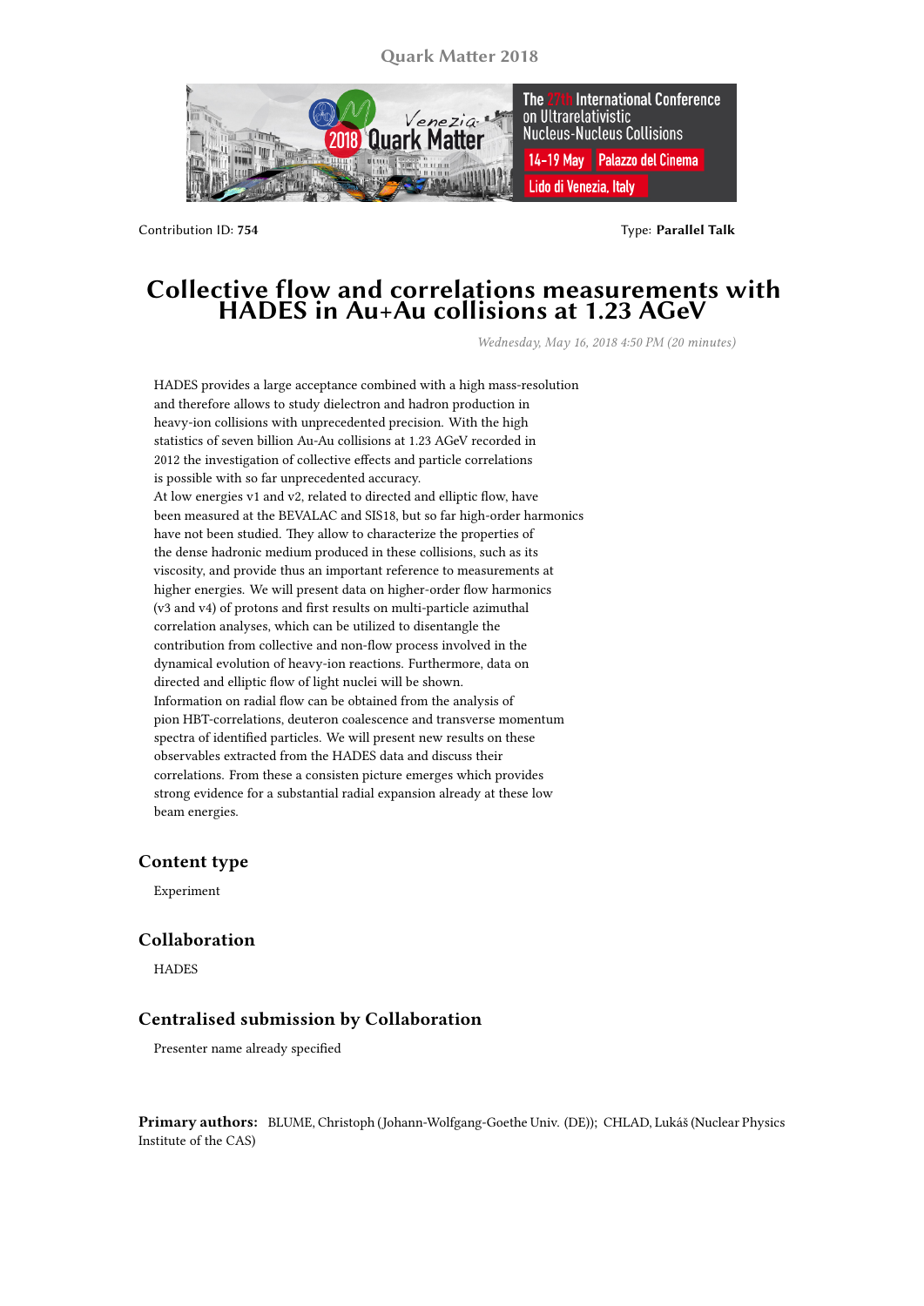Contribution ID: **754**

Type: **Parallel Talk**

# Collective flow and correlations measurements with HADES in Au+Au collisions at 1.23 AGeV

*Wednesday, May 16, 2018 4:50 PM (20 minutes)*

HADES provides a large acceptance combined with a high mass-resolution and therefore allows to study dielectron and hadron production in heavy-ion collisions with unprecedented precision. With the high statistics of seven billion Au-Au collisions at 1.23 AGeV recorded in 2012 the investigation of collective effects and particle correlations is possible with so far unprecedented accuracy.
At low energies v1 and v2, related to directed and elliptic flow, have been measured at the BEVALAC and SIS18, but so far high-order harmonics have not been studied. They allow to characterize the properties of the dense hadronic medium produced in these collisions, such as its viscosity, and provide thus an important reference to measurements at higher energies. We will present data on higher-order flow harmonics (v3 and v4) of protons and first results on multi-particle azimuthal correlation analyses, which can be utilized to disentangle the contribution from collective and non-flow process involved in the dynamical evolution of heavy-ion reactions. Furthermore, data on directed and elliptic flow of light nuclei will be shown.
Information on radial flow can be obtained from the analysis of pion HBT-correlations, deuteron coalescence and transverse momentum spectra of identified particles. We will present new results on these observables extracted from the HADES data and discuss their correlations. From these a consisten picture emerges which provides strong evidence for a substantial radial expansion already at these low beam energies.

## Content type

Experiment

## Collaboration

HADES

## Centralised submission by Collaboration

Presenter name already specified

**Primary authors:** BLUME, Christoph (Johann-Wolfgang-Goethe Univ. (DE)); CHLAD, Lukáš (Nuclear Physics Institute of the CAS)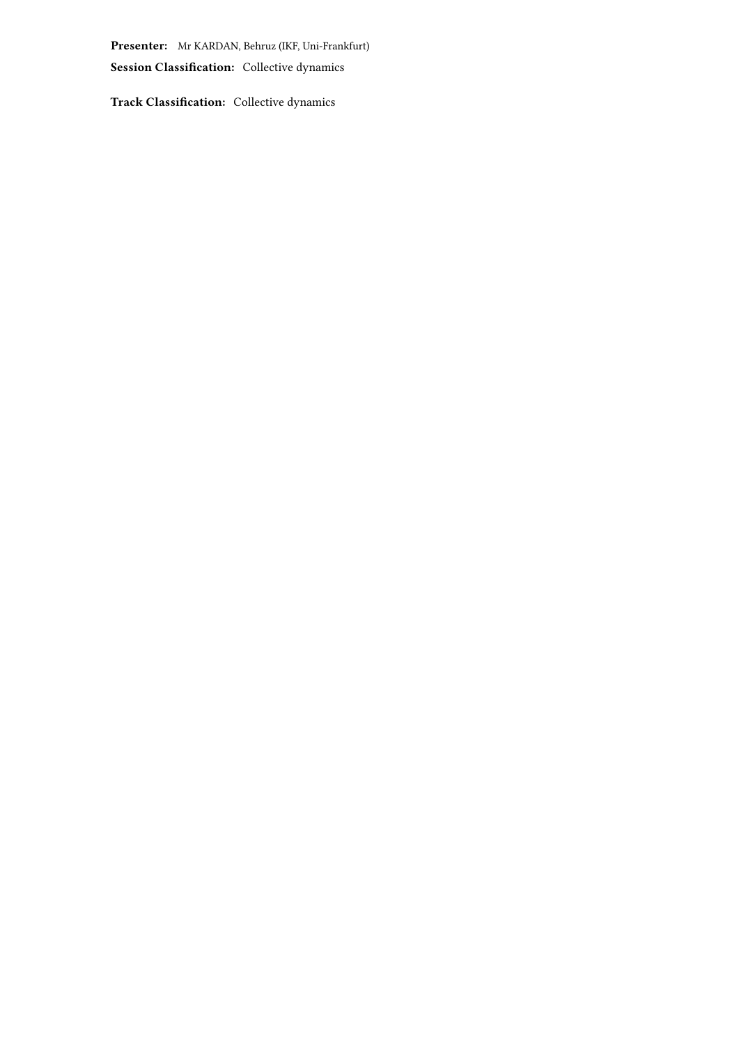**Presenter:** Mr KARDAN, Behruz (IKF, Uni-Frankfurt)

**Session Classification:** Collective dynamics

**Track Classification:** Collective dynamics